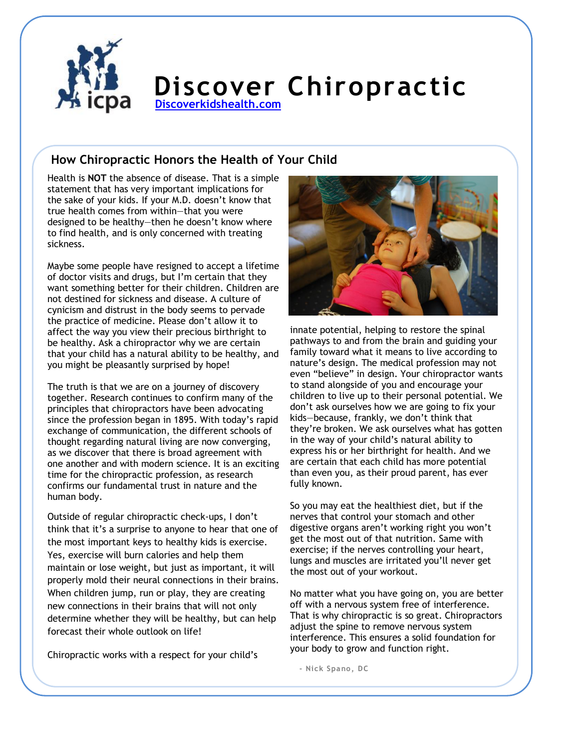# Discover Chiropractic

[Discoverkidshealth.com](http://Discoverkidshealth.com)

## How Chiropractic Honors the Health of Your Child

Health is **NOT** the absence of disease. That is a simple statement that has very important implications for the sake of your kids. If your M.D. doesn't know that true health comes from within—that you were designed to be healthy—then he doesn't know where to find health, and is only concerned with treating sickness.

Maybe some people have resigned to accept a lifetime of doctor visits and drugs, but I'm certain that they want something better for their children. Children are not destined for sickness and disease. A culture of cynicism and distrust in the body seems to pervade the practice of medicine. Please don't allow it to affect the way you view their precious birthright to be healthy. Ask a chiropractor why we are certain that your child has a natural ability to be healthy, and you might be pleasantly surprised by hope!

The truth is that we are on a journey of discovery together. Research continues to confirm many of the principles that chiropractors have been advocating since the profession began in 1895. With today's rapid exchange of communication, the different schools of thought regarding natural living are now converging, as we discover that there is broad agreement with one another and with modern science. It is an exciting time for the chiropractic profession, as research confirms our fundamental trust in nature and the human body.

Outside of regular chiropractic check-ups, I don't think that it's a surprise to anyone to hear that one of the most important keys to healthy kids is exercise. Yes, exercise will burn calories and help them maintain or lose weight, but just as important, it will properly mold their neural connections in their brains. When children jump, run or play, they are creating new connections in their brains that will not only determine whether they will be healthy, but can help forecast their whole outlook on life!

Chiropractic works with a respect for your child's innate potential, helping to restore the spinal pathways to and from the brain and guiding your family toward what it means to live according to nature's design. The medical profession may not even "believe" in design. Your chiropractor wants to stand alongside of you and encourage your children to live up to their personal potential. We don't ask ourselves how we are going to fix your kids—because, frankly, we don't think that they're broken. We ask ourselves what has gotten in the way of your child's natural ability to express his or her birthright for health. And we are certain that each child has more potential than even you, as their proud parent, has ever fully known.

So you may eat the healthiest diet, but if the nerves that control your stomach and other digestive organs aren't working right you won't get the most out of that nutrition. Same with exercise; if the nerves controlling your heart, lungs and muscles are irritated you'll never get the most out of your workout.

No matter what you have going on, you are better off with a nervous system free of interference. That is why chiropractic is so great. Chiropractors adjust the spine to remove nervous system interference. This ensures a solid foundation for your body to grow and function right.

- Nick Spano, DC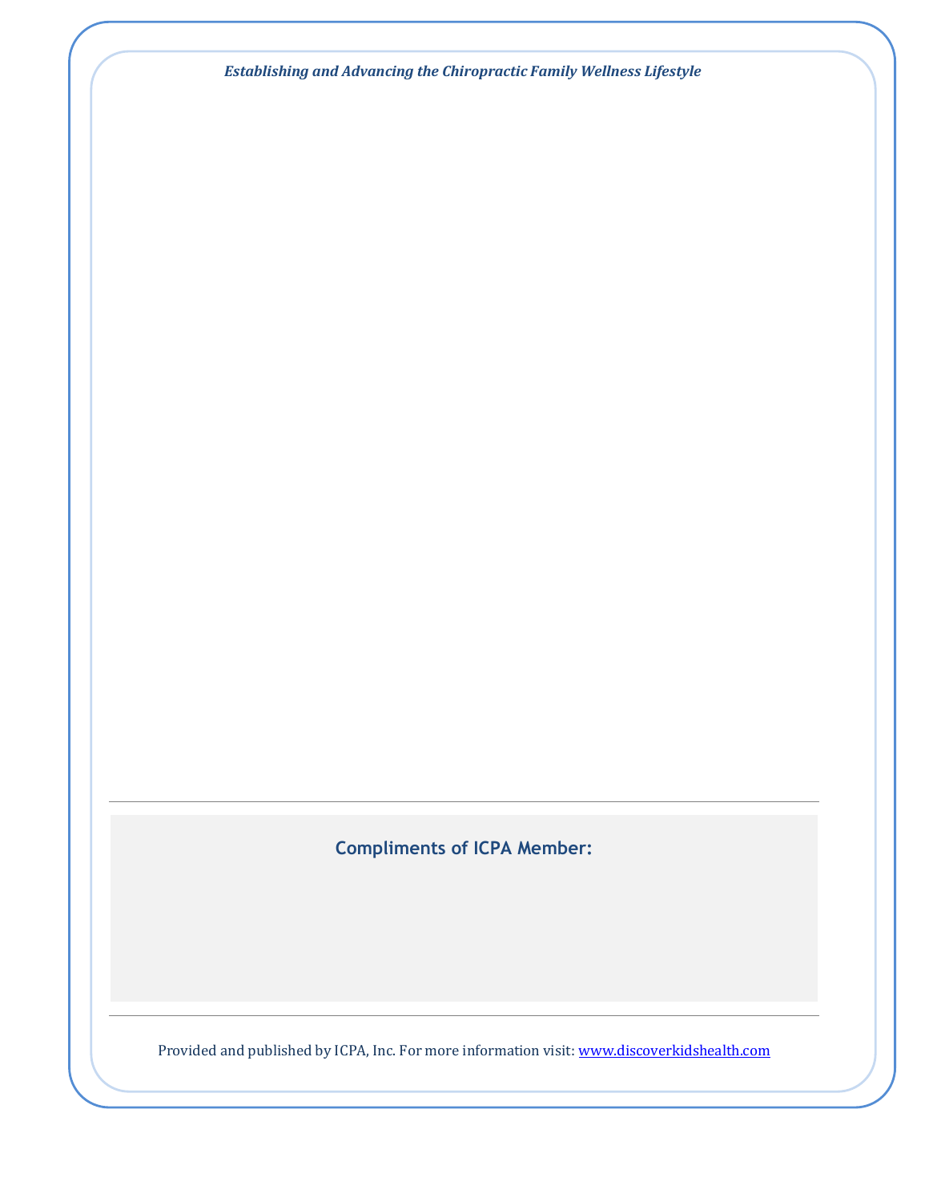*Establishing and Advancing the Chiropractic Family Wellness Lifestyle*

**Compliments of ICPA Member:**

Provided and published by ICPA, Inc. For more information visit: www.discoverkidshealth.com